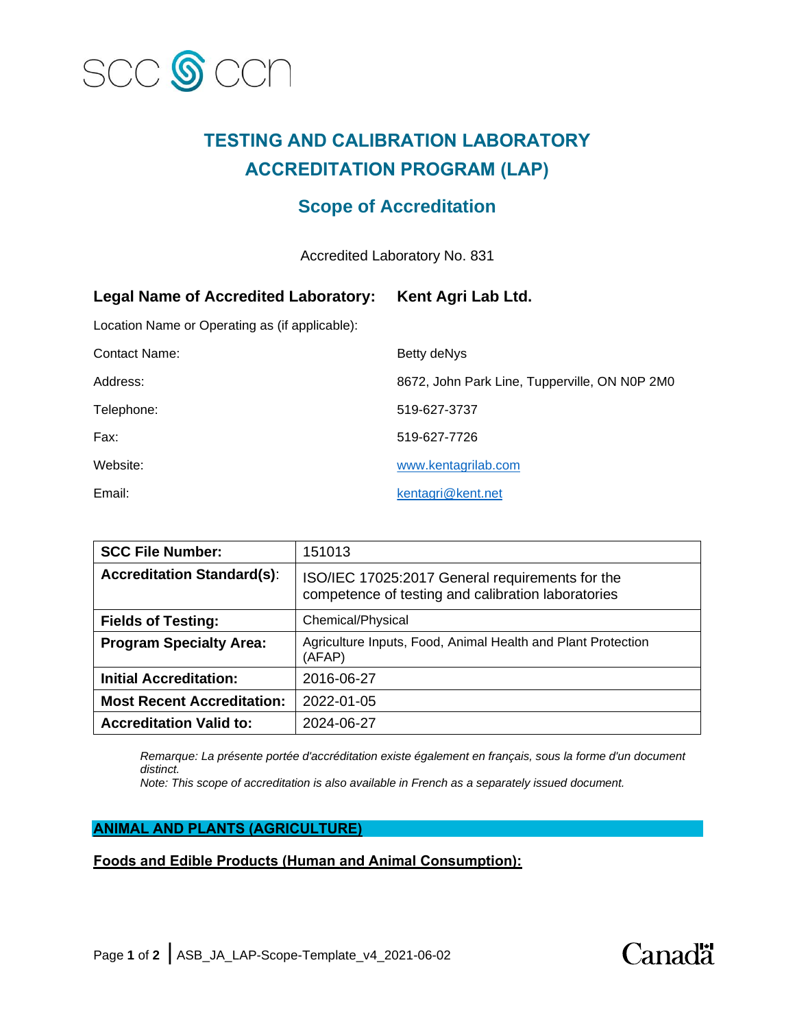SCC CCN

# TESTING AND CALIBRATION LABORATORY ACCREDITATION PROGRAM (LAP)

## Scope of Accreditation

Accredited Laboratory No. 831

**Legal Name of Accredited Laboratory:** **Kent Agri Lab Ltd.**

Location Name or Operating as (if applicable):

Contact Name: Betty deNys

Address: 8672, John Park Line, Tupperville, ON N0P 2M0

Telephone: 519-627-3737

Fax: 519-627-7726

Website: www.kentagrilab.com

Email: kentagri@kent.net

| | |
|---|---|
| **SCC File Number:** | 151013 |
| **Accreditation Standard(s)**: | ISO/IEC 17025:2017 General requirements for the competence of testing and calibration laboratories |
| **Fields of Testing:** | Chemical/Physical |
| **Program Specialty Area:** | Agriculture Inputs, Food, Animal Health and Plant Protection (AFAP) |
| **Initial Accreditation:** | 2016-06-27 |
| **Most Recent Accreditation:** | 2022-01-05 |
| **Accreditation Valid to:** | 2024-06-27 |

*Remarque: La présente portée d'accréditation existe également en français, sous la forme d'un document distinct.*
*Note: This scope of accreditation is also available in French as a separately issued document.*

## ANIMAL AND PLANTS (AGRICULTURE)

### Foods and Edible Products (Human and Animal Consumption):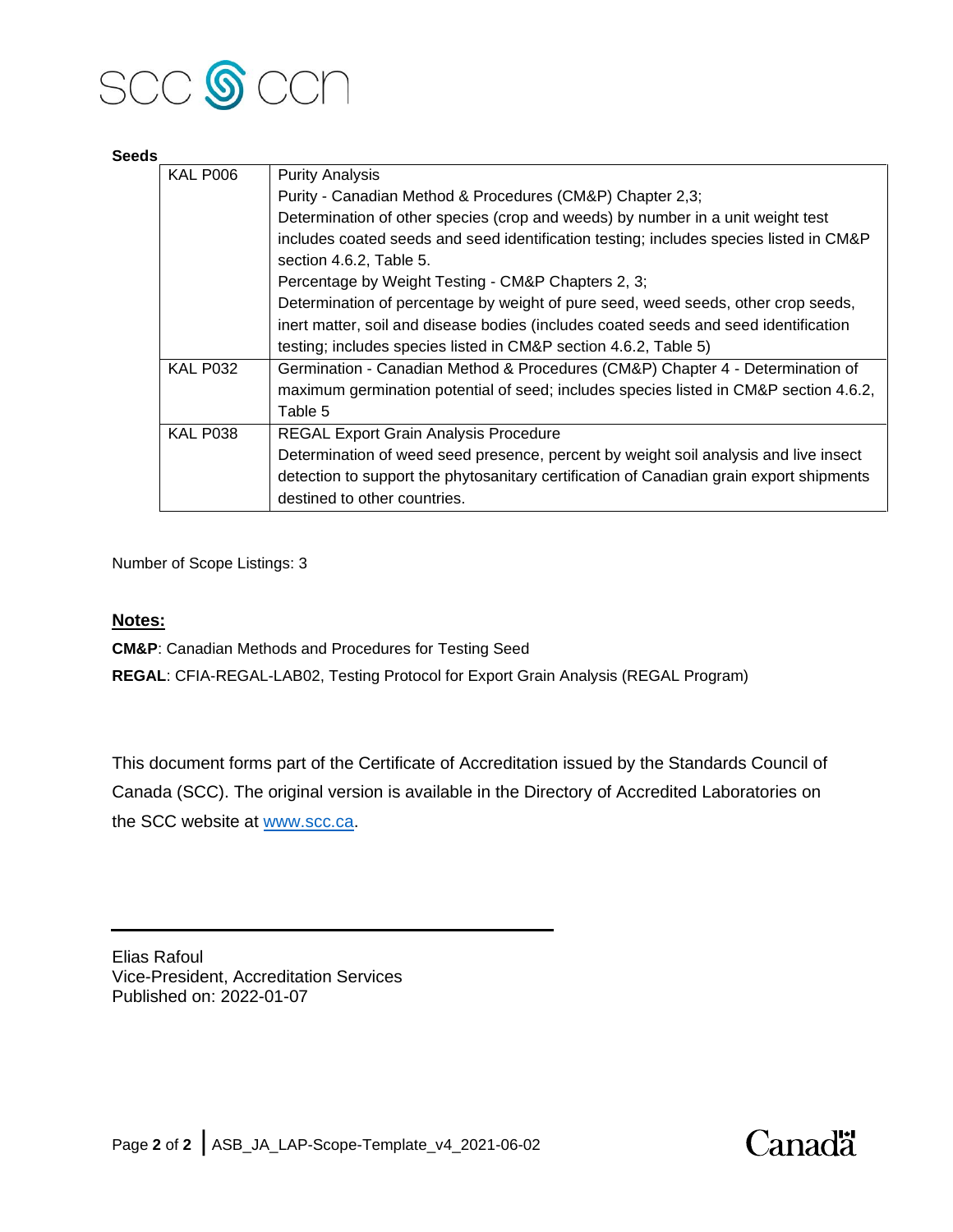**Seeds**

| | |
|---|---|
| KAL P006 | Purity Analysis<br>Purity - Canadian Method & Procedures (CM&P) Chapter 2,3;<br>Determination of other species (crop and weeds) by number in a unit weight test includes coated seeds and seed identification testing; includes species listed in CM&P section 4.6.2, Table 5.<br>Percentage by Weight Testing - CM&P Chapters 2, 3;<br>Determination of percentage by weight of pure seed, weed seeds, other crop seeds, inert matter, soil and disease bodies (includes coated seeds and seed identification testing; includes species listed in CM&P section 4.6.2, Table 5) |
| KAL P032 | Germination - Canadian Method & Procedures (CM&P) Chapter 4 - Determination of maximum germination potential of seed; includes species listed in CM&P section 4.6.2, Table 5 |
| KAL P038 | REGAL Export Grain Analysis Procedure<br>Determination of weed seed presence, percent by weight soil analysis and live insect detection to support the phytosanitary certification of Canadian grain export shipments destined to other countries. |

Number of Scope Listings: 3

**Notes:**

**CM&P**: Canadian Methods and Procedures for Testing Seed

**REGAL**: CFIA-REGAL-LAB02, Testing Protocol for Export Grain Analysis (REGAL Program)

This document forms part of the Certificate of Accreditation issued by the Standards Council of Canada (SCC). The original version is available in the Directory of Accredited Laboratories on the SCC website at www.scc.ca.

Elias Rafoul
Vice-President, Accreditation Services
Published on: 2022-01-07